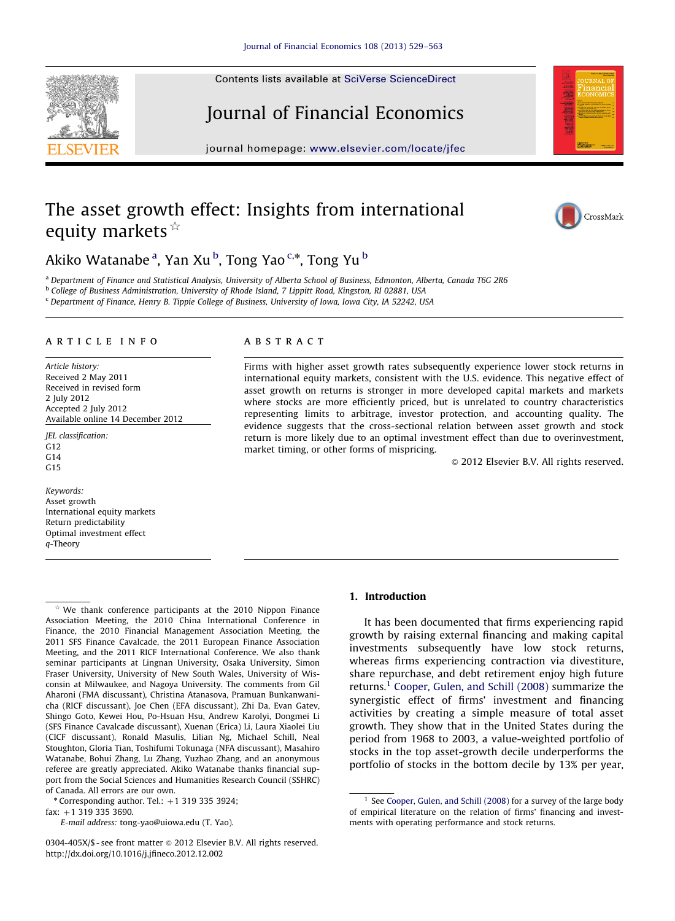# The asset growth effect: Insights from international equity markets ☆

Akiko Watanabe [a], Yan Xu [b], Tong Yao [c,*], Tong Yu [b]

[a] Department of Finance and Statistical Analysis, University of Alberta School of Business, Edmonton, Alberta, Canada T6G 2R6
[b] College of Business Administration, University of Rhode Island, 7 Lippitt Road, Kingston, RI 02881, USA
[c] Department of Finance, Henry B. Tippie College of Business, University of Iowa, Iowa City, IA 52242, USA

## ARTICLE INFO

*Article history:*
Received 2 May 2011
Received in revised form
2 July 2012
Accepted 2 July 2012
Available online 14 December 2012

*JEL classification:*
G12
G14
G15

*Keywords:*
Asset growth
International equity markets
Return predictability
Optimal investment effect
*q*-Theory

## ABSTRACT

Firms with higher asset growth rates subsequently experience lower stock returns in international equity markets, consistent with the U.S. evidence. This negative effect of asset growth on returns is stronger in more developed capital markets and markets where stocks are more efficiently priced, but is unrelated to country characteristics representing limits to arbitrage, investor protection, and accounting quality. The evidence suggests that the cross-sectional relation between asset growth and stock return is more likely due to an optimal investment effect than due to overinvestment, market timing, or other forms of mispricing.

© 2012 Elsevier B.V. All rights reserved.

## 1. Introduction

It has been documented that firms experiencing rapid growth by raising external financing and making capital investments subsequently have low stock returns, whereas firms experiencing contraction via divestiture, share repurchase, and debt retirement enjoy high future returns.[1] Cooper, Gulen, and Schill (2008) summarize the synergistic effect of firms' investment and financing activities by creating a simple measure of total asset growth. They show that in the United States during the period from 1968 to 2003, a value-weighted portfolio of stocks in the top asset-growth decile underperforms the portfolio of stocks in the bottom decile by 13% per year,

---

☆ We thank conference participants at the 2010 Nippon Finance Association Meeting, the 2010 China International Conference in Finance, the 2010 Financial Management Association Meeting, the 2011 SFS Finance Cavalcade, the 2011 European Finance Association Meeting, and the 2011 RICF International Conference. We also thank seminar participants at Lingnan University, Osaka University, Simon Fraser University, University of New South Wales, University of Wisconsin at Milwaukee, and Nagoya University. The comments from Gil Aharoni (FMA discussant), Christina Atanasova, Pramuan Bunkanwanicha (RICF discussant), Joe Chen (EFA discussant), Zhi Da, Evan Gatev, Shingo Goto, Kewei Hou, Po-Hsuan Hsu, Andrew Karolyi, Dongmei Li (SFS Finance Cavalcade discussant), Xuenan (Erica) Li, Laura Xiaolei Liu (CICF discussant), Ronald Masulis, Lilian Ng, Michael Schill, Neal Stoughton, Gloria Tian, Toshifumi Tokunaga (NFA discussant), Masahiro Watanabe, Bohui Zhang, Lu Zhang, Yuzhao Zhang, and an anonymous referee are greatly appreciated. Akiko Watanabe thanks financial support from the Social Sciences and Humanities Research Council (SSHRC) of Canada. All errors are our own.

\* Corresponding author. Tel.: +1 319 335 3924; fax: +1 319 335 3690.

*E-mail address:* tong-yao@uiowa.edu (T. Yao).

0304-405X/$ - see front matter © 2012 Elsevier B.V. All rights reserved.
http://dx.doi.org/10.1016/j.jfineco.2012.12.002

[1] See Cooper, Gulen, and Schill (2008) for a survey of the large body of empirical literature on the relation of firms' financing and investments with operating performance and stock returns.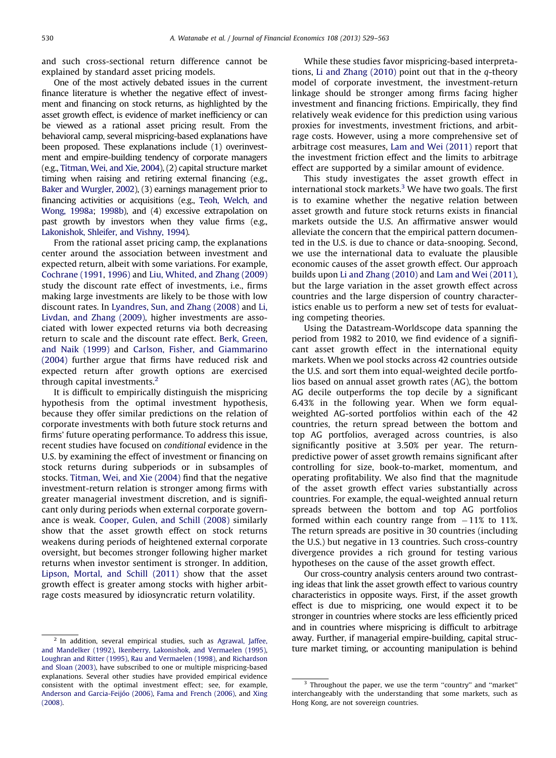and such cross-sectional return difference cannot be explained by standard asset pricing models.

One of the most actively debated issues in the current finance literature is whether the negative effect of investment and financing on stock returns, as highlighted by the asset growth effect, is evidence of market inefficiency or can be viewed as a rational asset pricing result. From the behavioral camp, several mispricing-based explanations have been proposed. These explanations include (1) overinvestment and empire-building tendency of corporate managers (e.g., Titman, Wei, and Xie, 2004), (2) capital structure market timing when raising and retiring external financing (e.g., Baker and Wurgler, 2002), (3) earnings management prior to financing activities or acquisitions (e.g., Teoh, Welch, and Wong, 1998a; 1998b), and (4) excessive extrapolation on past growth by investors when they value firms (e.g., Lakonishok, Shleifer, and Vishny, 1994).

From the rational asset pricing camp, the explanations center around the association between investment and expected return, albeit with some variations. For example, Cochrane (1991, 1996) and Liu, Whited, and Zhang (2009) study the discount rate effect of investments, i.e., firms making large investments are likely to be those with low discount rates. In Lyandres, Sun, and Zhang (2008) and Li, Livdan, and Zhang (2009), higher investments are associated with lower expected returns via both decreasing return to scale and the discount rate effect. Berk, Green, and Naik (1999) and Carlson, Fisher, and Giammarino (2004) further argue that firms have reduced risk and expected return after growth options are exercised through capital investments.[2]

It is difficult to empirically distinguish the mispricing hypothesis from the optimal investment hypothesis, because they offer similar predictions on the relation of corporate investments with both future stock returns and firms' future operating performance. To address this issue, recent studies have focused on *conditional* evidence in the U.S. by examining the effect of investment or financing on stock returns during subperiods or in subsamples of stocks. Titman, Wei, and Xie (2004) find that the negative investment-return relation is stronger among firms with greater managerial investment discretion, and is significant only during periods when external corporate governance is weak. Cooper, Gulen, and Schill (2008) similarly show that the asset growth effect on stock returns weakens during periods of heightened external corporate oversight, but becomes stronger following higher market returns when investor sentiment is stronger. In addition, Lipson, Mortal, and Schill (2011) show that the asset growth effect is greater among stocks with higher arbitrage costs measured by idiosyncratic return volatility.

While these studies favor mispricing-based interpretations, Li and Zhang (2010) point out that in the *q*-theory model of corporate investment, the investment-return linkage should be stronger among firms facing higher investment and financing frictions. Empirically, they find relatively weak evidence for this prediction using various proxies for investments, investment frictions, and arbitrage costs. However, using a more comprehensive set of arbitrage cost measures, Lam and Wei (2011) report that the investment friction effect and the limits to arbitrage effect are supported by a similar amount of evidence.

This study investigates the asset growth effect in international stock markets.[3] We have two goals. The first is to examine whether the negative relation between asset growth and future stock returns exists in financial markets outside the U.S. An affirmative answer would alleviate the concern that the empirical pattern documented in the U.S. is due to chance or data-snooping. Second, we use the international data to evaluate the plausible economic causes of the asset growth effect. Our approach builds upon Li and Zhang (2010) and Lam and Wei (2011), but the large variation in the asset growth effect across countries and the large dispersion of country characteristics enable us to perform a new set of tests for evaluating competing theories.

Using the Datastream-Worldscope data spanning the period from 1982 to 2010, we find evidence of a significant asset growth effect in the international equity markets. When we pool stocks across 42 countries outside the U.S. and sort them into equal-weighted decile portfolios based on annual asset growth rates (AG), the bottom AG decile outperforms the top decile by a significant 6.43% in the following year. When we form equal-weighted AG-sorted portfolios within each of the 42 countries, the return spread between the bottom and top AG portfolios, averaged across countries, is also significantly positive at 3.50% per year. The return-predictive power of asset growth remains significant after controlling for size, book-to-market, momentum, and operating profitability. We also find that the magnitude of the asset growth effect varies substantially across countries. For example, the equal-weighted annual return spreads between the bottom and top AG portfolios formed within each country range from −11% to 11%. The return spreads are positive in 30 countries (including the U.S.) but negative in 13 countries. Such cross-country divergence provides a rich ground for testing various hypotheses on the cause of the asset growth effect.

Our cross-country analysis centers around two contrasting ideas that link the asset growth effect to various country characteristics in opposite ways. First, if the asset growth effect is due to mispricing, one would expect it to be stronger in countries where stocks are less efficiently priced and in countries where mispricing is difficult to arbitrage away. Further, if managerial empire-building, capital structure market timing, or accounting manipulation is behind

[2] In addition, several empirical studies, such as Agrawal, Jaffe, and Mandelker (1992), Ikenberry, Lakonishok, and Vermaelen (1995), Loughran and Ritter (1995), Rau and Vermaelen (1998), and Richardson and Sloan (2003), have subscribed to one or multiple mispricing-based explanations. Several other studies have provided empirical evidence consistent with the optimal investment effect; see, for example, Anderson and Garcia-Feijóo (2006), Fama and French (2006), and Xing (2008).

[3] Throughout the paper, we use the term "country" and "market" interchangeably with the understanding that some markets, such as Hong Kong, are not sovereign countries.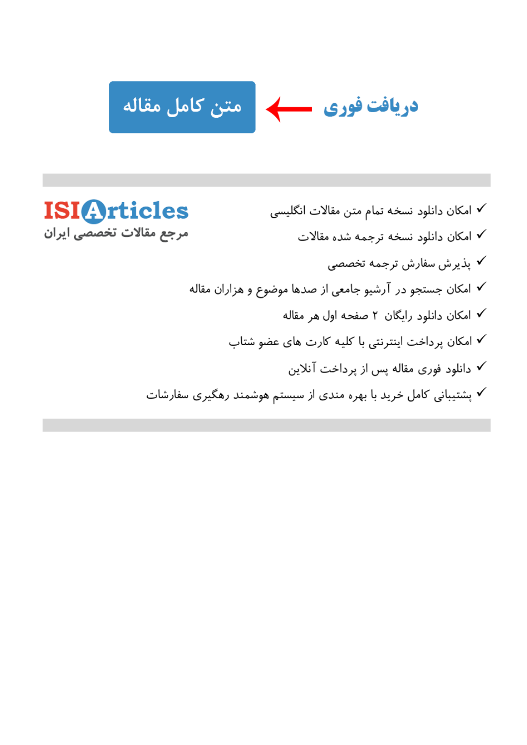دریافت فوری ← متن کامل مقاله

**ISIArticles**
مرجع مقالات تخصصی ایران

- ✓ امکان دانلود نسخه تمام متن مقالات انگلیسی
- ✓ امکان دانلود نسخه ترجمه شده مقالات
- ✓ پذیرش سفارش ترجمه تخصصی
- ✓ امکان جستجو در آرشیو جامعی از صدها موضوع و هزاران مقاله
- ✓ امکان دانلود رایگان ۲ صفحه اول هر مقاله
- ✓ امکان پرداخت اینترنتی با کلیه کارت های عضو شتاب
- ✓ دانلود فوری مقاله پس از پرداخت آنلاین
- ✓ پشتیبانی کامل خرید با بهره مندی از سیستم هوشمند رهگیری سفارشات